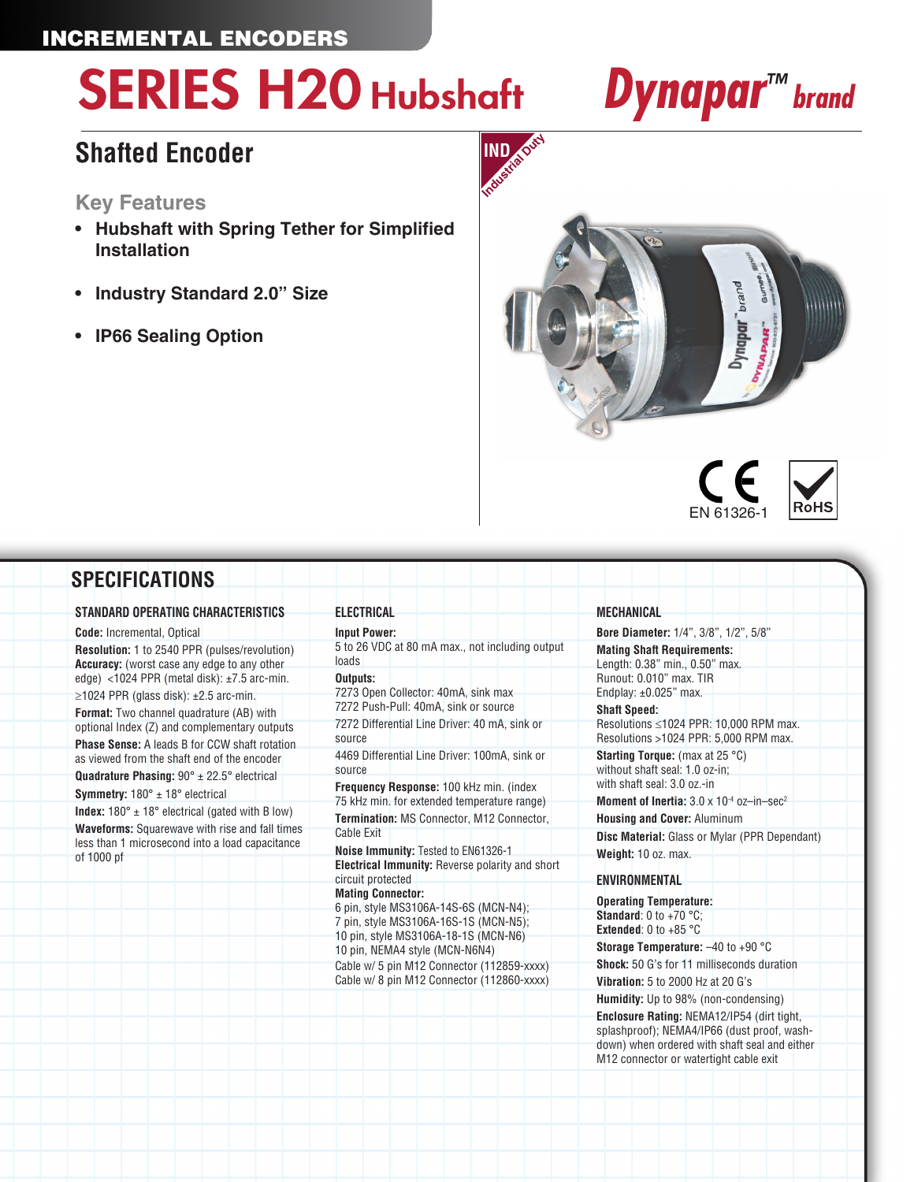INCREMENTAL ENCODERS

# SERIES H20 Hubshaft

Dynapar™ brand

## Shafted Encoder

### Key Features

- **Hubshaft with Spring Tether for Simplified Installation**
- **Industry Standard 2.0" Size**
- **IP66 Sealing Option**

IND Industrial Duty

EN 61326-1

RoHS

## SPECIFICATIONS

### STANDARD OPERATING CHARACTERISTICS

**Code:** Incremental, Optical

**Resolution:** 1 to 2540 PPR (pulses/revolution)

**Accuracy:** (worst case any edge to any other edge) <1024 PPR (metal disk): ±7.5 arc-min.

≥1024 PPR (glass disk): ±2.5 arc-min.

**Format:** Two channel quadrature (AB) with optional Index (Z) and complementary outputs

**Phase Sense:** A leads B for CCW shaft rotation as viewed from the shaft end of the encoder

**Quadrature Phasing:** 90° ± 22.5° electrical

**Symmetry:** 180° ± 18° electrical

**Index:** 180° ± 18° electrical (gated with B low)

**Waveforms:** Squarewave with rise and fall times less than 1 microsecond into a load capacitance of 1000 pf

### ELECTRICAL

**Input Power:**
5 to 26 VDC at 80 mA max., not including output loads

**Outputs:**
7273 Open Collector: 40mA, sink max
7272 Push-Pull: 40mA, sink or source

7272 Differential Line Driver: 40 mA, sink or source

4469 Differential Line Driver: 100mA, sink or source

**Frequency Response:** 100 kHz min. (index 75 kHz min. for extended temperature range)

**Termination:** MS Connector, M12 Connector, Cable Exit

**Noise Immunity:** Tested to EN61326-1

**Electrical Immunity:** Reverse polarity and short circuit protected

**Mating Connector:**
6 pin, style MS3106A-14S-6S (MCN-N4);
7 pin, style MS3106A-16S-1S (MCN-N5);
10 pin, style MS3106A-18-1S (MCN-N6)
10 pin, NEMA4 style (MCN-N6N4)
Cable w/ 5 pin M12 Connector (112859-xxxx)
Cable w/ 8 pin M12 Connector (112860-xxxx)

### MECHANICAL

**Bore Diameter:** 1/4", 3/8", 1/2", 5/8"

**Mating Shaft Requirements:**
Length: 0.38" min., 0.50" max.
Runout: 0.010" max. TIR
Endplay: ±0.025" max.

**Shaft Speed:**
Resolutions ≤1024 PPR: 10,000 RPM max.
Resolutions >1024 PPR: 5,000 RPM max.

**Starting Torque:** (max at 25 °C)
without shaft seal: 1.0 oz-in;
with shaft seal: 3.0 oz.-in

**Moment of Inertia:** $3.0 \times 10^{-4}$ oz–in–sec$^2$

**Housing and Cover:** Aluminum

**Disc Material:** Glass or Mylar (PPR Dependant)

**Weight:** 10 oz. max.

### ENVIRONMENTAL

**Operating Temperature:**
**Standard**: 0 to +70 °C;
**Extended**: 0 to +85 °C

**Storage Temperature:** –40 to +90 °C

**Shock:** 50 G's for 11 milliseconds duration

**Vibration:** 5 to 2000 Hz at 20 G's

**Humidity:** Up to 98% (non-condensing)

**Enclosure Rating:** NEMA12/IP54 (dirt tight, splashproof); NEMA4/IP66 (dust proof, wash-down) when ordered with shaft seal and either M12 connector or watertight cable exit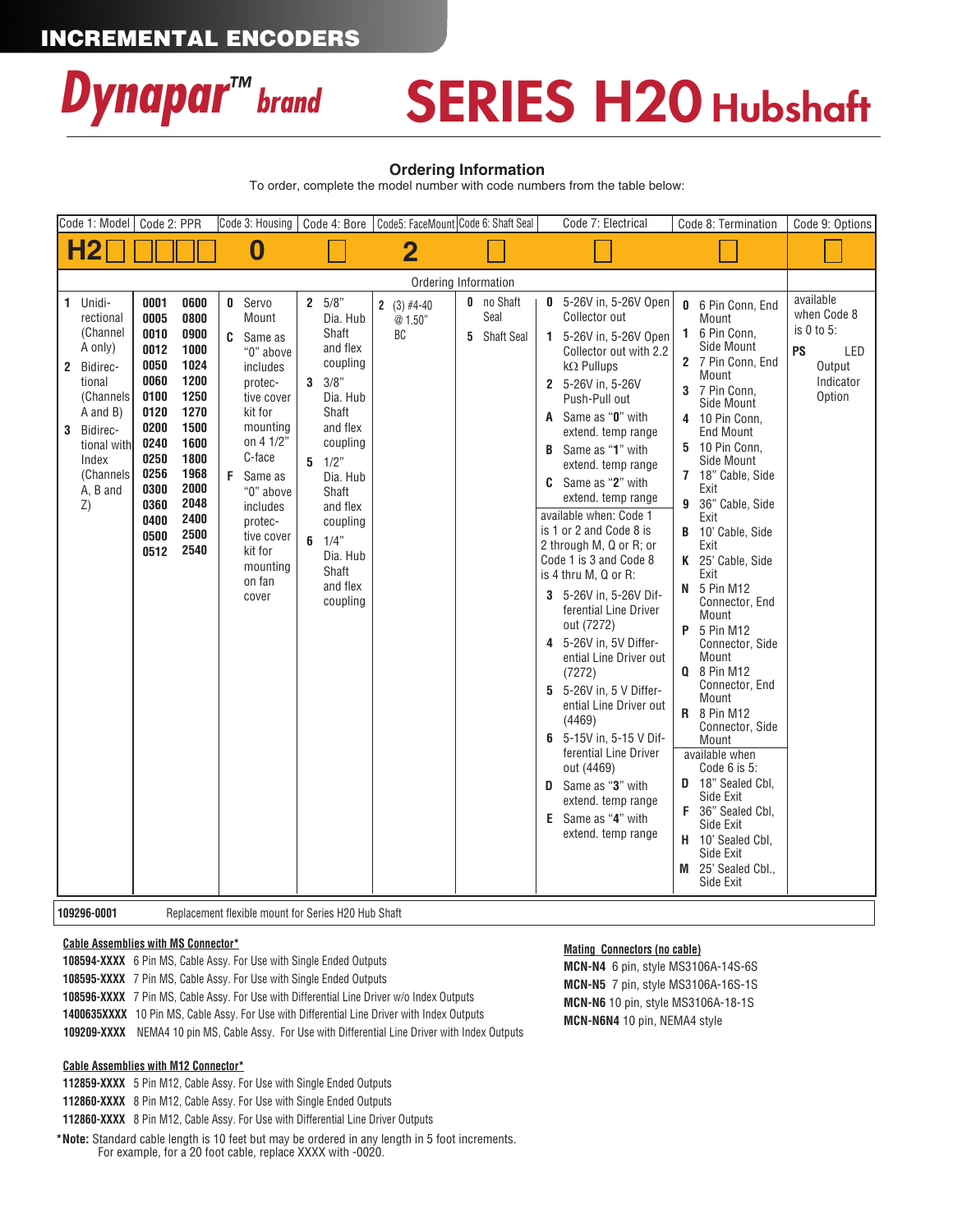# INCREMENTAL ENCODERS

# Dynapar™ brand SERIES H20 Hubshaft

## Ordering Information

To order, complete the model number with code numbers from the table below:

| Code 1: Model | Code 2: PPR | Code 3: Housing | Code 4: Bore | Code5: FaceMount | Code 6: Shaft Seal | Code 7: Electrical | Code 8: Termination | Code 9: Options |
|---|---|---|---|---|---|---|---|---|
| H2 ☐ | ☐☐☐☐ | 0 | ☐ | 2 | ☐ | ☐ | ☐ | ☐ |
| **1** Unidirectional (Channel A only)<br>**2** Bidirectional (Channels A and B)<br>**3** Bidirectional with Index (Channels A, B and Z) | **0001** **0005** **0010** **0012** **0050** **0060** **0100** **0120** **0200** **0240** **0250** **0256** **0300** **0360** **0400** **0500** **0512** **0600** **0800** **0900** **1000** **1024** **1200** **1250** **1270** **1500** **1600** **1800** **1968** **2000** **2048** **2400** **2500** **2540** | **0** Servo Mount<br>**C** Same as "0" above includes protective cover kit for mounting on 4 1/2" C-face<br>**F** Same as "0" above includes protective cover kit for mounting on fan cover | **2** 5/8" Dia. Hub Shaft and flex coupling<br>**3** 3/8" Dia. Hub Shaft and flex coupling<br>**5** 1/2" Dia. Hub Shaft and flex coupling<br>**6** 1/4" Dia. Hub Shaft and flex coupling | **2** (3) #4-40 @ 1.50" BC | **0** no Shaft Seal<br>**5** Shaft Seal | **0** 5-26V in, 5-26V Open Collector out<br>**1** 5-26V in, 5-26V Open Collector out with 2.2 kΩ Pullups<br>**2** 5-26V in, 5-26V Push-Pull out<br>**A** Same as "**0**" with extend. temp range<br>**B** Same as "**1**" with extend. temp range<br>**C** Same as "**2**" with extend. temp range<br>available when: Code 1 is 1 or 2 and Code 8 is 2 through M, Q or R; or Code 1 is 3 and Code 8 is 4 thru M, Q or R:<br>**3** 5-26V in, 5-26V Differential Line Driver out (7272)<br>**4** 5-26V in, 5V Differential Line Driver out (7272)<br>**5** 5-26V in, 5 V Differential Line Driver out (4469)<br>**6** 5-15V in, 5-15 V Differential Line Driver out (4469)<br>**D** Same as "**3**" with extend. temp range<br>**E** Same as "**4**" with extend. temp range | **0** 6 Pin Conn, End Mount<br>**1** 6 Pin Conn, Side Mount<br>**2** 7 Pin Conn, End Mount<br>**3** 7 Pin Conn, Side Mount<br>**4** 10 Pin Conn, End Mount<br>**5** 10 Pin Conn, Side Mount<br>**7** 18" Cable, Side Exit<br>**9** 36" Cable, Side Exit<br>**B** 10' Cable, Side Exit<br>**K** 25' Cable, Side Exit<br>**N** 5 Pin M12 Connector, End Mount<br>**P** 5 Pin M12 Connector, Side Mount<br>**Q** 8 Pin M12 Connector, End Mount<br>**R** 8 Pin M12 Connector, Side Mount<br>available when Code 6 is 5:<br>**D** 18" Sealed Cbl, Side Exit<br>**F** 36" Sealed Cbl, Side Exit<br>**H** 10' Sealed Cbl, Side Exit<br>**M** 25' Sealed Cbl., Side Exit | available when Code 8 is 0 to 5:<br>**PS** LED Output Indicator Option |

**109296-0001** Replacement flexible mount for Series H20 Hub Shaft

**Cable Assemblies with MS Connector***

**108594-XXXX** 6 Pin MS, Cable Assy. For Use with Single Ended Outputs
**108595-XXXX** 7 Pin MS, Cable Assy. For Use with Single Ended Outputs
**108596-XXXX** 7 Pin MS, Cable Assy. For Use with Differential Line Driver w/o Index Outputs
**1400635XXXX** 10 Pin MS, Cable Assy. For Use with Differential Line Driver with Index Outputs
**109209-XXXX** NEMA4 10 pin MS, Cable Assy. For Use with Differential Line Driver with Index Outputs

**Cable Assemblies with M12 Connector***

**112859-XXXX** 5 Pin M12, Cable Assy. For Use with Single Ended Outputs
**112860-XXXX** 8 Pin M12, Cable Assy. For Use with Single Ended Outputs
**112860-XXXX** 8 Pin M12, Cable Assy. For Use with Differential Line Driver Outputs

***Note:** Standard cable length is 10 feet but may be ordered in any length in 5 foot increments. For example, for a 20 foot cable, replace XXXX with -0020.

**Mating Connectors (no cable)**

**MCN-N4** 6 pin, style MS3106A-14S-6S
**MCN-N5** 7 pin, style MS3106A-16S-1S
**MCN-N6** 10 pin, style MS3106A-18-1S
**MCN-N6N4** 10 pin, NEMA4 style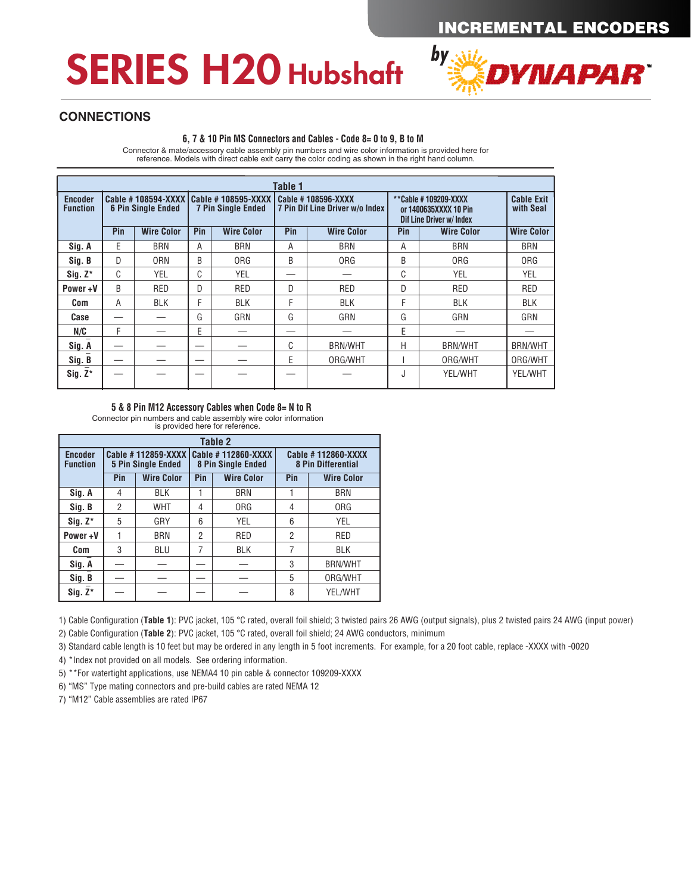# SERIES H20 Hubshaft

by DYNAPAR

## CONNECTIONS

### 6, 7 & 10 Pin MS Connectors and Cables - Code 8= 0 to 9, B to M

Connector & mate/accessory cable assembly pin numbers and wire color information is provided here for reference. Models with direct cable exit carry the color coding as shown in the right hand column.

**Table 1**

| Encoder Function | Cable # 108594-XXXX 6 Pin Single Ended | | Cable # 108595-XXXX 7 Pin Single Ended | | Cable # 108596-XXXX 7 Pin Dif Line Driver w/o Index | | **Cable # 109209-XXXX or 1400635XXXX 10 Pin Dif Line Driver w/ Index | | Cable Exit with Seal |
|---|---|---|---|---|---|---|---|---|---|
| | Pin | Wire Color | Pin | Wire Color | Pin | Wire Color | Pin | Wire Color | Wire Color |
| Sig. A | E | BRN | A | BRN | A | BRN | A | BRN | BRN |
| Sig. B | D | ORN | B | ORG | B | ORG | B | ORG | ORG |
| Sig. Z* | C | YEL | C | YEL | — | — | C | YEL | YEL |
| Power +V | B | RED | D | RED | D | RED | D | RED | RED |
| Com | A | BLK | F | BLK | F | BLK | F | BLK | BLK |
| Case | — | — | G | GRN | G | GRN | G | GRN | GRN |
| N/C | F | — | E | — | — | — | E | — | — |
| Sig. $\overline{A}$ | — | — | — | — | C | BRN/WHT | H | BRN/WHT | BRN/WHT |
| Sig. $\overline{B}$ | — | — | — | — | E | ORG/WHT | I | ORG/WHT | ORG/WHT |
| Sig. $\overline{Z}$* | — | — | — | — | — | — | J | YEL/WHT | YEL/WHT |

### 5 & 8 Pin M12 Accessory Cables when Code 8= N to R

Connector pin numbers and cable assembly wire color information is provided here for reference.

**Table 2**

| Encoder Function | Cable # 112859-XXXX 5 Pin Single Ended | | Cable # 112860-XXXX 8 Pin Single Ended | | Cable # 112860-XXXX 8 Pin Differential | |
|---|---|---|---|---|---|---|
| | Pin | Wire Color | Pin | Wire Color | Pin | Wire Color |
| Sig. A | 4 | BLK | 1 | BRN | 1 | BRN |
| Sig. B | 2 | WHT | 4 | ORG | 4 | ORG |
| Sig. Z* | 5 | GRY | 6 | YEL | 6 | YEL |
| Power +V | 1 | BRN | 2 | RED | 2 | RED |
| Com | 3 | BLU | 7 | BLK | 7 | BLK |
| Sig. $\overline{A}$ | — | — | — | — | 3 | BRN/WHT |
| Sig. $\overline{B}$ | — | — | — | — | 5 | ORG/WHT |
| Sig. $\overline{Z}$* | — | — | — | — | 8 | YEL/WHT |

1) Cable Configuration (**Table 1**): PVC jacket, 105 °C rated, overall foil shield; 3 twisted pairs 26 AWG (output signals), plus 2 twisted pairs 24 AWG (input power)
2) Cable Configuration (**Table 2**): PVC jacket, 105 °C rated, overall foil shield; 24 AWG conductors, minimum
3) Standard cable length is 10 feet but may be ordered in any length in 5 foot increments. For example, for a 20 foot cable, replace -XXXX with -0020
4) *Index not provided on all models. See ordering information.
5) **For watertight applications, use NEMA4 10 pin cable & connector 109209-XXXX
6) “MS” Type mating connectors and pre-build cables are rated NEMA 12
7) “M12” Cable assemblies are rated IP67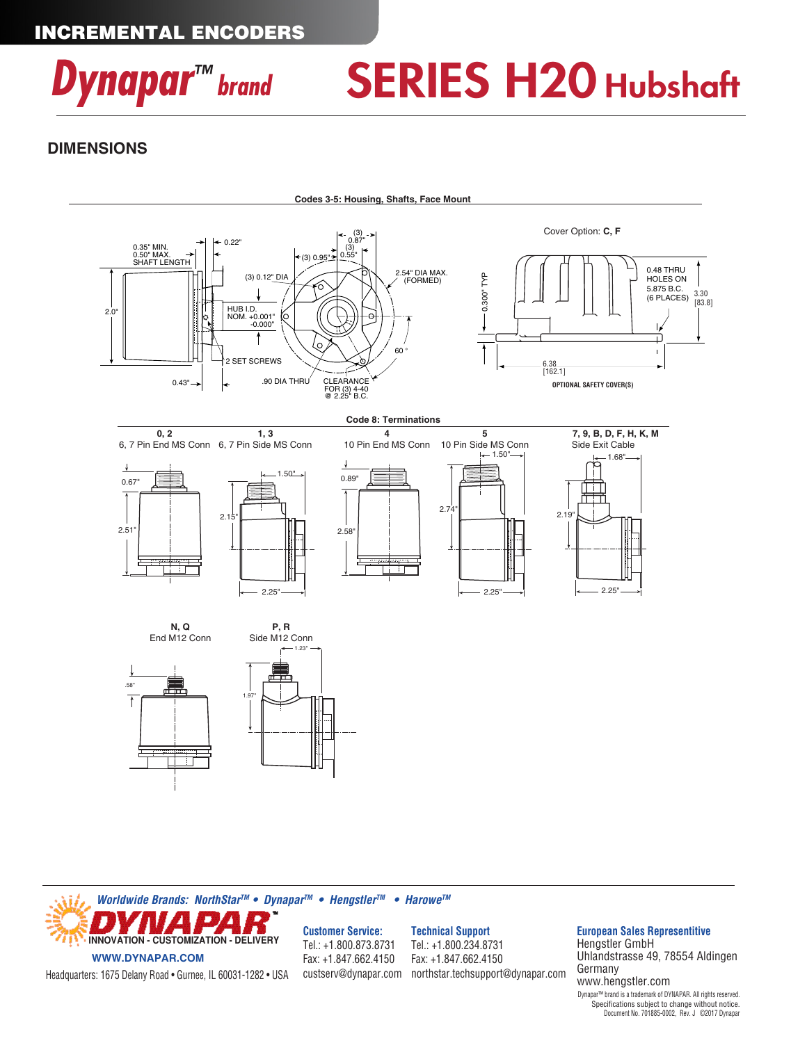INCREMENTAL ENCODERS

# Dynapar™ brand SERIES H20 Hubshaft

## DIMENSIONS

**Codes 3-5: Housing, Shafts, Face Mount**

0.35" MIN.
0.50" MAX.
SHAFT LENGTH
0.22"
(3) 0.95"
(3) 0.87"
(3) 0.55"
(3) 0.12" DIA
2.54" DIA MAX. (FORMED)
2.0"
HUB I.D.
NOM. +0.001" -0.000"
2 SET SCREWS
60 °
0.43"
.90 DIA THRU
CLEARANCE FOR (3) 4-40 @ 2.25" B.C.

Cover Option: **C, F**

0.300" TYP
0.48 THRU HOLES ON 5.875 B.C. (6 PLACES)
3.30 [83.8]
6.38 [162.1]
**OPTIONAL SAFETY COVER(S)**

**Code 8: Terminations**

**0, 2**
6, 7 Pin End MS Conn
0.67"
2.51"

**1, 3**
6, 7 Pin Side MS Conn
1.50"
2.15"
2.25"

**4**
10 Pin End MS Conn
0.89"
2.58"

**5**
10 Pin Side MS Conn
1.50"
2.74"
2.25"

**7, 9, B, D, F, H, K, M**
Side Exit Cable
1.68"
2.19"
2.25"

**N, Q**
End M12 Conn
.58"

**P, R**
Side M12 Conn
1.23"
1.97"

*Worldwide Brands: NorthStar™ • Dynapar™ • Hengstler™ • Harowe™*

DYNAPAR™
INNOVATION - CUSTOMIZATION - DELIVERY
WWW.DYNAPAR.COM
Headquarters: 1675 Delany Road • Gurnee, IL 60031-1282 • USA

**Customer Service:**
Tel.: +1.800.873.8731
Fax: +1.847.662.4150
custserv@dynapar.com

**Technical Support**
Tel.: +1.800.234.8731
Fax: +1.847.662.4150
northstar.techsupport@dynapar.com

**European Sales Representitive**
Hengstler GmbH
Uhlandstrasse 49, 78554 Aldingen
Germany
www.hengstler.com

Dynapar™ brand is a trademark of DYNAPAR. All rights reserved.
Specifications subject to change without notice.
Document No. 701885-0002, Rev. J ©2017 Dynapar